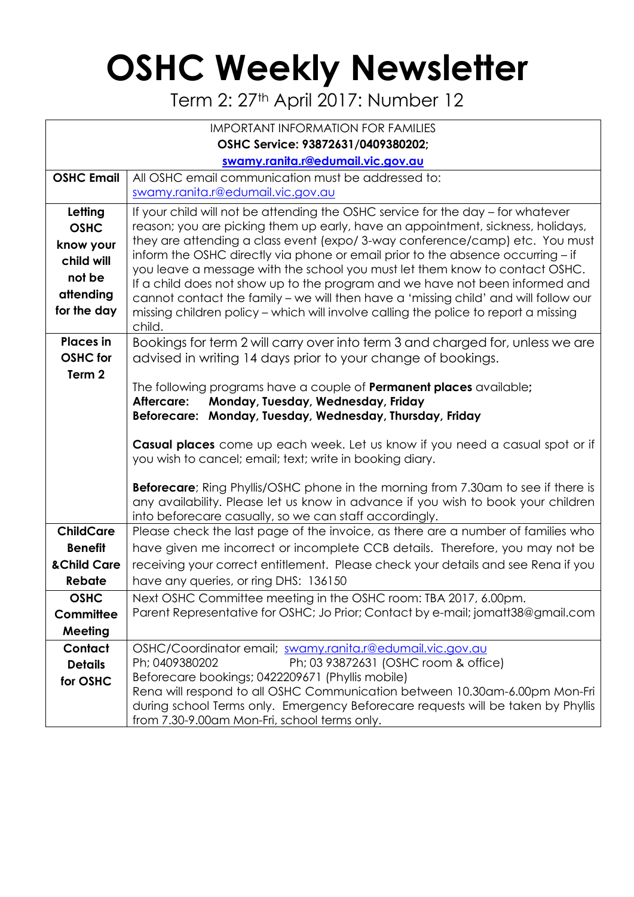# OSHC Weekly Newsletter

Term 2: 27th April 2017: Number 12

| IMPORTANT INFORMATION FOR FAMILIES<br>**OSHC Service: 93872631/0409380202;**<br>**swamy.ranita.r@edumail.vic.gov.au** | |
|---|---|
| **OSHC Email** | All OSHC email communication must be addressed to: swamy.ranita.r@edumail.vic.gov.au |
| **Letting OSHC know your child will not be attending for the day** | If your child will not be attending the OSHC service for the day – for whatever reason; you are picking them up early, have an appointment, sickness, holidays, they are attending a class event (expo/ 3-way conference/camp) etc. You must inform the OSHC directly via phone or email prior to the absence occurring – if you leave a message with the school you must let them know to contact OSHC. If a child does not show up to the program and we have not been informed and cannot contact the family – we will then have a 'missing child' and will follow our missing children policy – which will involve calling the police to report a missing child. |
| **Places in OSHC for Term 2** | Bookings for term 2 will carry over into term 3 and charged for, unless we are advised in writing 14 days prior to your change of bookings.<br><br>The following programs have a couple of **Permanent places** available**;**<br>**Aftercare: Monday, Tuesday, Wednesday, Friday**<br>**Beforecare: Monday, Tuesday, Wednesday, Thursday, Friday**<br><br>**Casual places** come up each week. Let us know if you need a casual spot or if you wish to cancel; email; text; write in booking diary.<br><br>**Beforecare**; Ring Phyllis/OSHC phone in the morning from 7.30am to see if there is any availability. Please let us know in advance if you wish to book your children into beforecare casually, so we can staff accordingly. |
| **ChildCare Benefit &Child Care Rebate** | Please check the last page of the invoice, as there are a number of families who have given me incorrect or incomplete CCB details. Therefore, you may not be receiving your correct entitlement. Please check your details and see Rena if you have any queries, or ring DHS: 136150 |
| **OSHC Committee Meeting** | Next OSHC Committee meeting in the OSHC room: TBA 2017, 6.00pm.<br>Parent Representative for OSHC; Jo Prior; Contact by e-mail; jomatt38@gmail.com |
| **Contact Details for OSHC** | OSHC/Coordinator email; swamy.ranita.r@edumail.vic.gov.au<br>Ph; 0409380202 Ph; 03 93872631 (OSHC room & office)<br>Beforecare bookings; 0422209671 (Phyllis mobile)<br>Rena will respond to all OSHC Communication between 10.30am-6.00pm Mon-Fri during school Terms only. Emergency Beforecare requests will be taken by Phyllis from 7.30-9.00am Mon-Fri, school terms only. |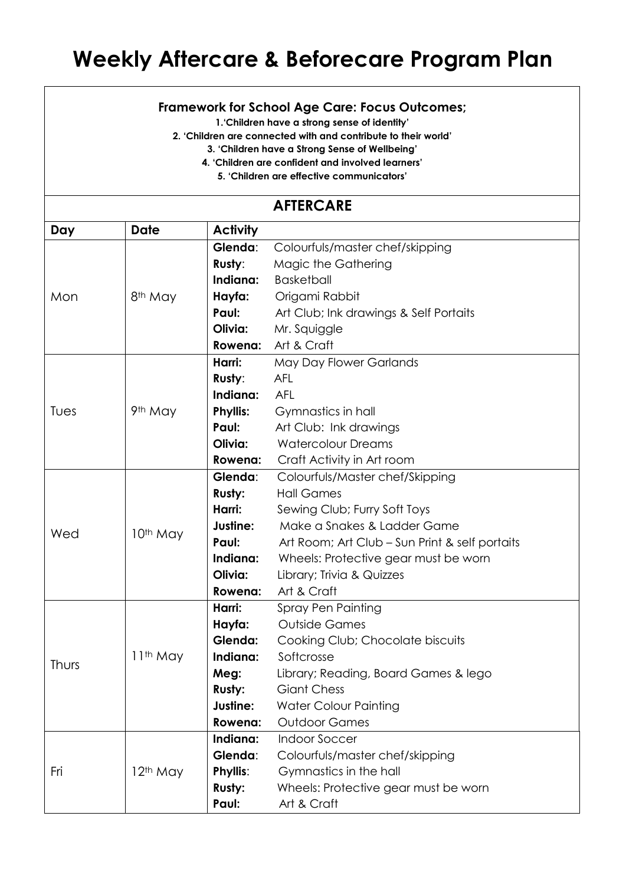# Weekly Aftercare & Beforecare Program Plan

**Framework for School Age Care: Focus Outcomes;**

**1.'Children have a strong sense of identity'**

**2. 'Children are connected with and contribute to their world'**

**3. 'Children have a Strong Sense of Wellbeing'**

**4. 'Children are confident and involved learners'**

**5. 'Children are effective communicators'**

## AFTERCARE

| Day | Date | Activity | |
|---|---|---|---|
| Mon | 8th May | **Glenda**: | Colourfuls/master chef/skipping |
| | | **Rusty**: | Magic the Gathering |
| | | **Indiana:** | Basketball |
| | | **Hayfa:** | Origami Rabbit |
| | | **Paul:** | Art Club; Ink drawings & Self Portaits |
| | | **Olivia:** | Mr. Squiggle |
| | | **Rowena:** | Art & Craft |
| Tues | 9th May | **Harri:** | May Day Flower Garlands |
| | | **Rusty**: | AFL |
| | | **Indiana:** | AFL |
| | | **Phyllis:** | Gymnastics in hall |
| | | **Paul:** | Art Club: Ink drawings |
| | | **Olivia:** | Watercolour Dreams |
| | | **Rowena:** | Craft Activity in Art room |
| Wed | 10th May | **Glenda**: | Colourfuls/Master chef/Skipping |
| | | **Rusty:** | Hall Games |
| | | **Harri:** | Sewing Club; Furry Soft Toys |
| | | **Justine:** | Make a Snakes & Ladder Game |
| | | **Paul:** | Art Room; Art Club – Sun Print & self portaits |
| | | **Indiana:** | Wheels: Protective gear must be worn |
| | | **Olivia:** | Library; Trivia & Quizzes |
| | | **Rowena:** | Art & Craft |
| Thurs | 11th May | **Harri:** | Spray Pen Painting |
| | | **Hayfa:** | Outside Games |
| | | **Glenda:** | Cooking Club; Chocolate biscuits |
| | | **Indiana:** | Softcrosse |
| | | **Meg:** | Library; Reading, Board Games & lego |
| | | **Rusty:** | Giant Chess |
| | | **Justine:** | Water Colour Painting |
| | | **Rowena:** | Outdoor Games |
| Fri | 12th May | **Indiana:** | Indoor Soccer |
| | | **Glenda**: | Colourfuls/master chef/skipping |
| | | **Phyllis**: | Gymnastics in the hall |
| | | **Rusty:** | Wheels: Protective gear must be worn |
| | | **Paul:** | Art & Craft |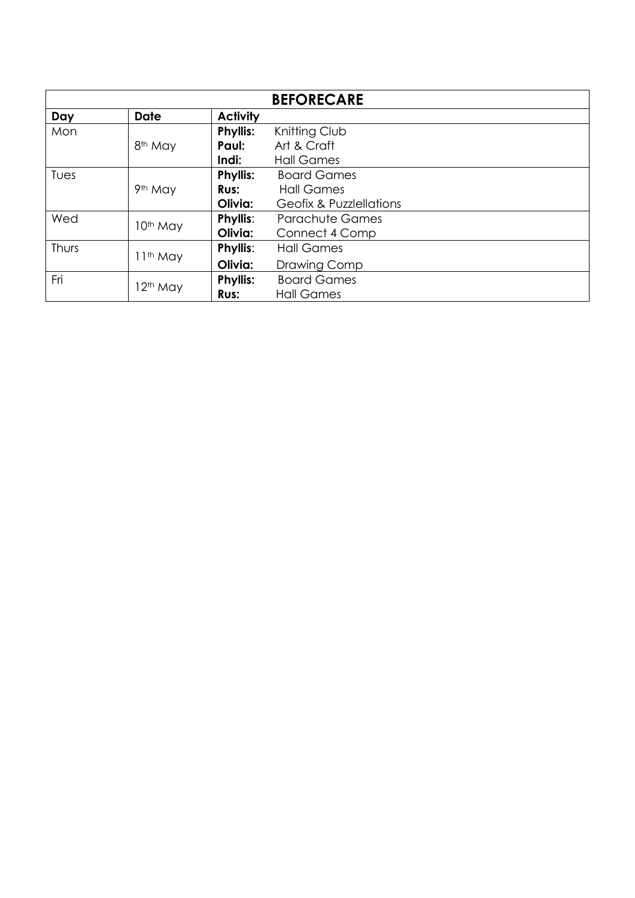| BEFORECARE | | |
|---|---|---|
| **Day** | **Date** | **Activity** |
| Mon | 8th May | **Phyllis:** Knitting Club<br>**Paul:** Art & Craft<br>**Indi:** Hall Games |
| Tues | 9th May | **Phyllis:** Board Games<br>**Rus:** Hall Games<br>**Olivia:** Geofix & Puzzlellations |
| Wed | 10th May | **Phyllis**: Parachute Games<br>**Olivia:** Connect 4 Comp |
| Thurs | 11th May | **Phyllis**: Hall Games<br>**Olivia:** Drawing Comp |
| Fri | 12th May | **Phyllis:** Board Games<br>**Rus:** Hall Games |